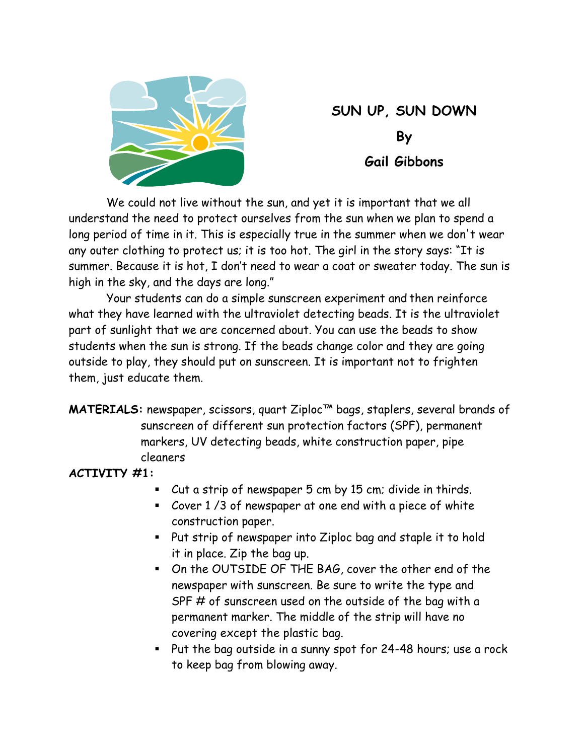# SUN UP, SUN DOWN

**By**

**Gail Gibbons**

We could not live without the sun, and yet it is important that we all understand the need to protect ourselves from the sun when we plan to spend a long period of time in it. This is especially true in the summer when we don't wear any outer clothing to protect us; it is too hot. The girl in the story says: "It is summer. Because it is hot, I don't need to wear a coat or sweater today. The sun is high in the sky, and the days are long."

Your students can do a simple sunscreen experiment and then reinforce what they have learned with the ultraviolet detecting beads. It is the ultraviolet part of sunlight that we are concerned about. You can use the beads to show students when the sun is strong. If the beads change color and they are going outside to play, they should put on sunscreen. It is important not to frighten them, just educate them.

**MATERIALS:** newspaper, scissors, quart Ziploc™ bags, staplers, several brands of sunscreen of different sun protection factors (SPF), permanent markers, UV detecting beads, white construction paper, pipe cleaners

**ACTIVITY #1:**

- Cut a strip of newspaper 5 cm by 15 cm; divide in thirds.
- Cover 1 /3 of newspaper at one end with a piece of white construction paper.
- Put strip of newspaper into Ziploc bag and staple it to hold it in place. Zip the bag up.
- On the OUTSIDE OF THE BAG, cover the other end of the newspaper with sunscreen. Be sure to write the type and SPF # of sunscreen used on the outside of the bag with a permanent marker. The middle of the strip will have no covering except the plastic bag.
- Put the bag outside in a sunny spot for 24-48 hours; use a rock to keep bag from blowing away.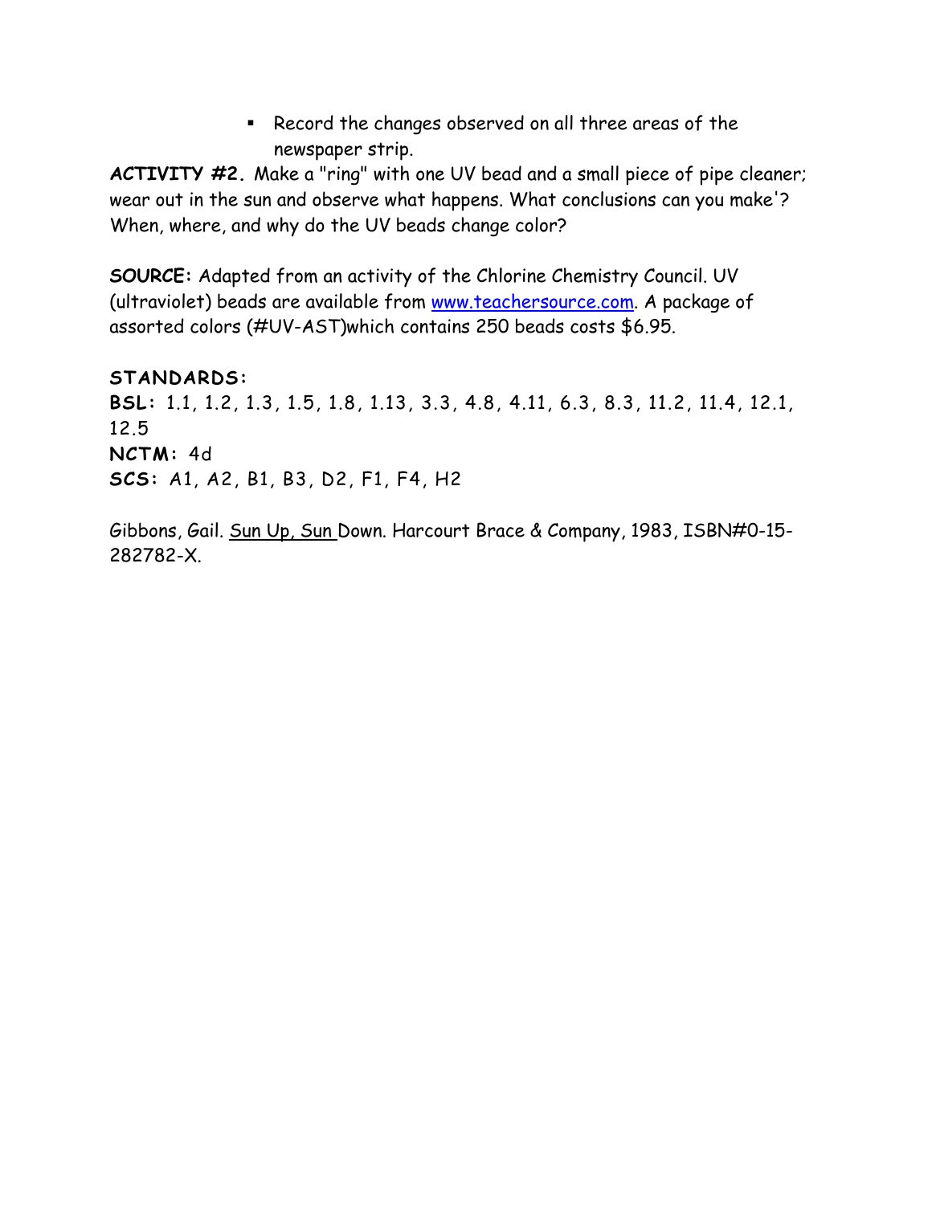- Record the changes observed on all three areas of the newspaper strip.

**ACTIVITY #2.** Make a "ring" with one UV bead and a small piece of pipe cleaner; wear out in the sun and observe what happens. What conclusions can you make'? When, where, and why do the UV beads change color?

**SOURCE:** Adapted from an activity of the Chlorine Chemistry Council. UV (ultraviolet) beads are available from www.teachersource.com. A package of assorted colors (#UV-AST)which contains 250 beads costs $6.95.

**STANDARDS:**
**BSL:** 1.1, 1.2, 1.3, 1.5, 1.8, 1.13, 3.3, 4.8, 4.11, 6.3, 8.3, 11.2, 11.4, 12.1, 12.5
**NCTM:** 4d
**SCS:** A1, A2, B1, B3, D2, F1, F4, H2

Gibbons, Gail. Sun Up, Sun Down. Harcourt Brace & Company, 1983, ISBN#0-15-282782-X.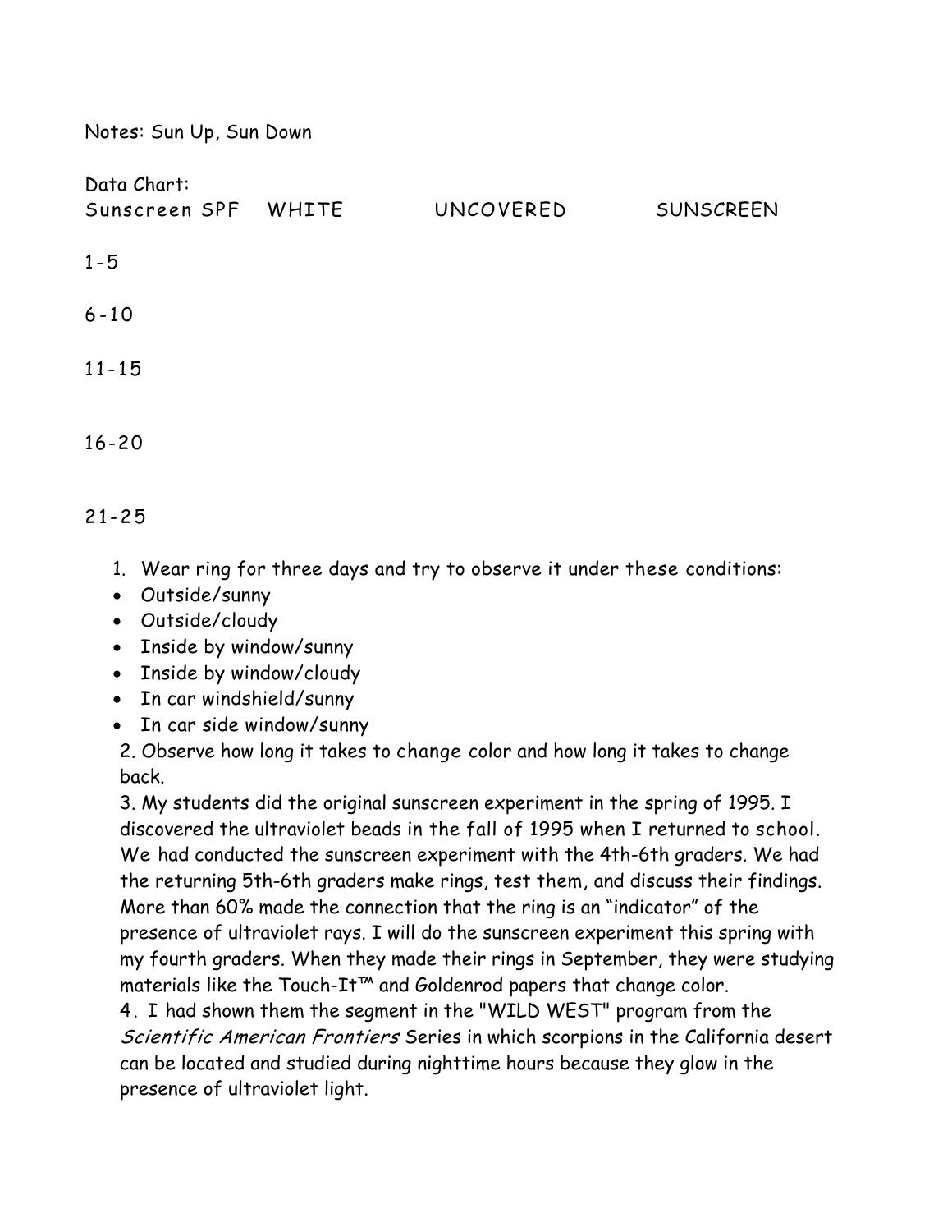Notes: Sun Up, Sun Down

Data Chart:

| Sunscreen SPF | WHITE | UNCOVERED | SUNSCREEN |
|---|---|---|---|
| 1-5 | | | |
| 6-10 | | | |
| 11-15 | | | |
| 16-20 | | | |
| 21-25 | | | |

1. Wear ring for three days and try to observe it under these conditions:
   - Outside/sunny
   - Outside/cloudy
   - Inside by window/sunny
   - Inside by window/cloudy
   - In car windshield/sunny
   - In car side window/sunny
2. Observe how long it takes to change color and how long it takes to change back.
3. My students did the original sunscreen experiment in the spring of 1995. I discovered the ultraviolet beads in the fall of 1995 when I returned to school. We had conducted the sunscreen experiment with the 4th-6th graders. We had the returning 5th-6th graders make rings, test them, and discuss their findings. More than 60% made the connection that the ring is an "indicator" of the presence of ultraviolet rays. I will do the sunscreen experiment this spring with my fourth graders. When they made their rings in September, they were studying materials like the Touch-It™ and Goldenrod papers that change color.
4. I had shown them the segment in the "WILD WEST" program from the *Scientific American Frontiers* Series in which scorpions in the California desert can be located and studied during nighttime hours because they glow in the presence of ultraviolet light.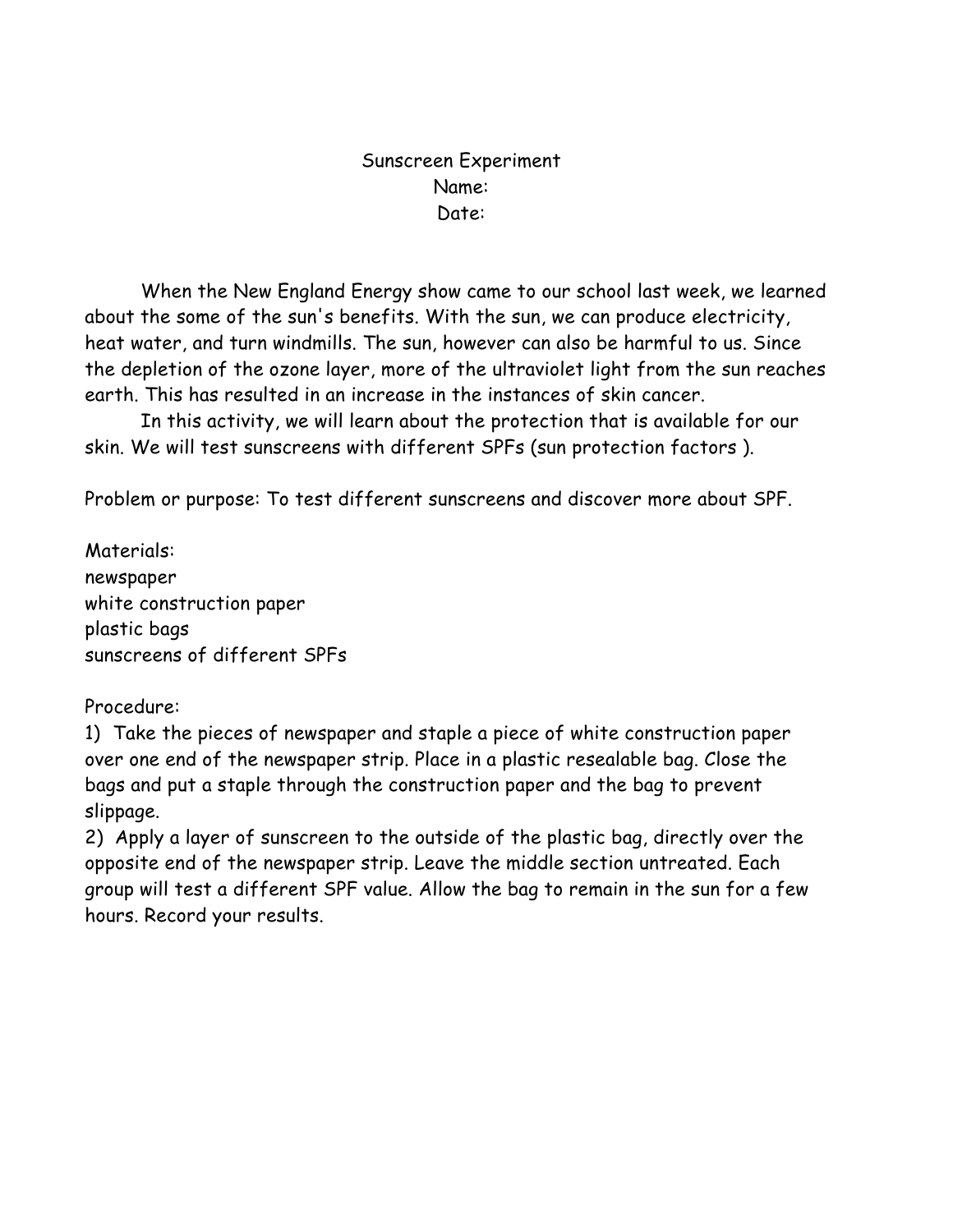# Sunscreen Experiment

Name:

Date:

When the New England Energy show came to our school last week, we learned about the some of the sun's benefits. With the sun, we can produce electricity, heat water, and turn windmills. The sun, however can also be harmful to us. Since the depletion of the ozone layer, more of the ultraviolet light from the sun reaches earth. This has resulted in an increase in the instances of skin cancer.

In this activity, we will learn about the protection that is available for our skin. We will test sunscreens with different SPFs (sun protection factors ).

Problem or purpose: To test different sunscreens and discover more about SPF.

Materials:
newspaper
white construction paper
plastic bags
sunscreens of different SPFs

Procedure:

1) Take the pieces of newspaper and staple a piece of white construction paper over one end of the newspaper strip. Place in a plastic resealable bag. Close the bags and put a staple through the construction paper and the bag to prevent slippage.
2) Apply a layer of sunscreen to the outside of the plastic bag, directly over the opposite end of the newspaper strip. Leave the middle section untreated. Each group will test a different SPF value. Allow the bag to remain in the sun for a few hours. Record your results.